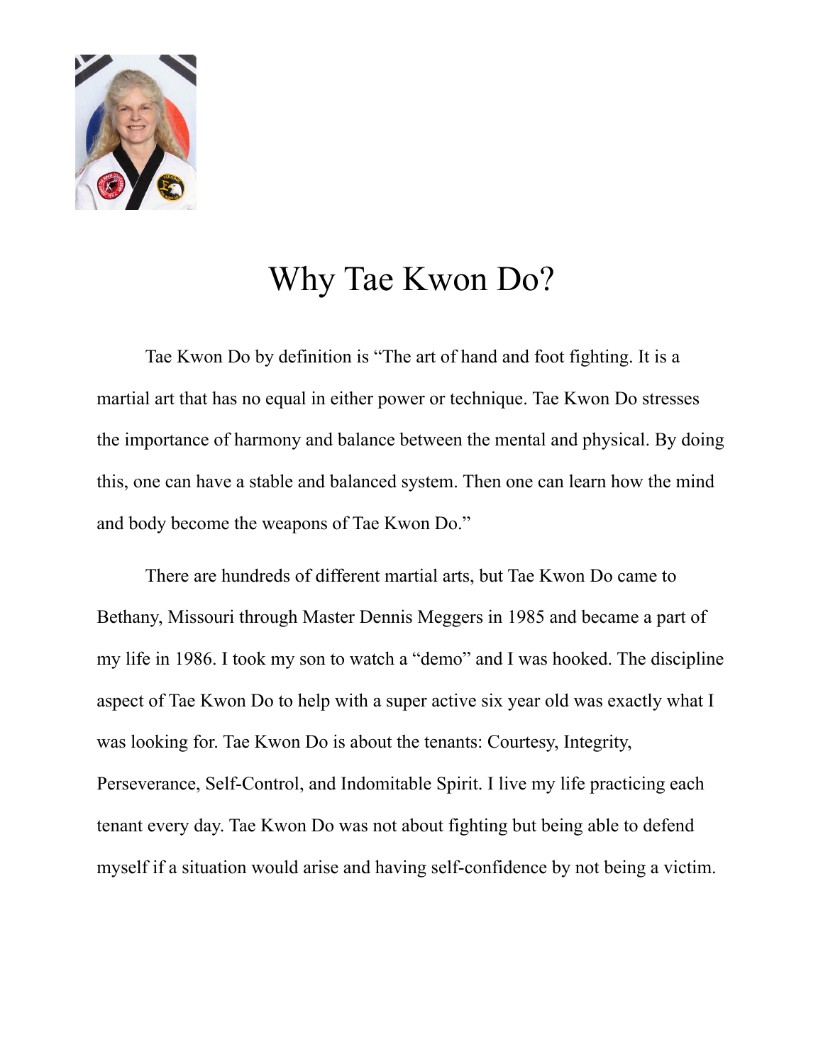# Why Tae Kwon Do?

Tae Kwon Do by definition is "The art of hand and foot fighting. It is a martial art that has no equal in either power or technique. Tae Kwon Do stresses the importance of harmony and balance between the mental and physical. By doing this, one can have a stable and balanced system. Then one can learn how the mind and body become the weapons of Tae Kwon Do."

There are hundreds of different martial arts, but Tae Kwon Do came to Bethany, Missouri through Master Dennis Meggers in 1985 and became a part of my life in 1986. I took my son to watch a "demo" and I was hooked. The discipline aspect of Tae Kwon Do to help with a super active six year old was exactly what I was looking for. Tae Kwon Do is about the tenants: Courtesy, Integrity, Perseverance, Self-Control, and Indomitable Spirit. I live my life practicing each tenant every day. Tae Kwon Do was not about fighting but being able to defend myself if a situation would arise and having self-confidence by not being a victim.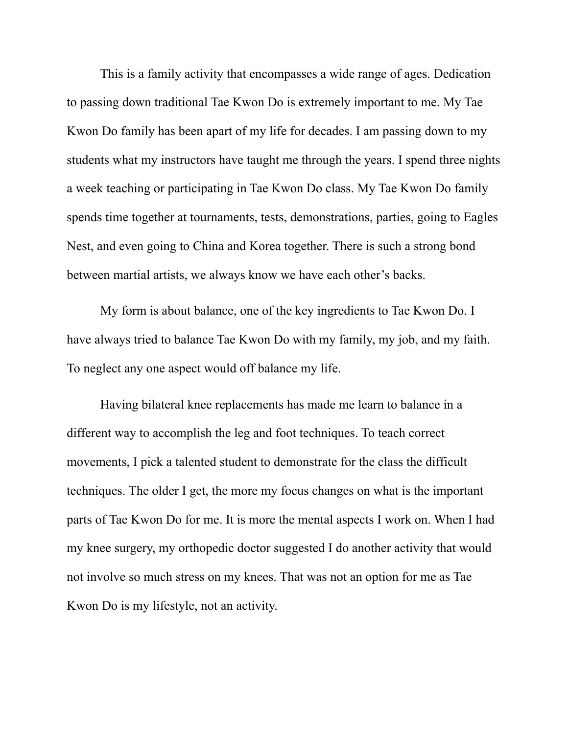This is a family activity that encompasses a wide range of ages. Dedication to passing down traditional Tae Kwon Do is extremely important to me. My Tae Kwon Do family has been apart of my life for decades. I am passing down to my students what my instructors have taught me through the years. I spend three nights a week teaching or participating in Tae Kwon Do class. My Tae Kwon Do family spends time together at tournaments, tests, demonstrations, parties, going to Eagles Nest, and even going to China and Korea together. There is such a strong bond between martial artists, we always know we have each other's backs.

My form is about balance, one of the key ingredients to Tae Kwon Do. I have always tried to balance Tae Kwon Do with my family, my job, and my faith. To neglect any one aspect would off balance my life.

Having bilateral knee replacements has made me learn to balance in a different way to accomplish the leg and foot techniques. To teach correct movements, I pick a talented student to demonstrate for the class the difficult techniques. The older I get, the more my focus changes on what is the important parts of Tae Kwon Do for me. It is more the mental aspects I work on. When I had my knee surgery, my orthopedic doctor suggested I do another activity that would not involve so much stress on my knees. That was not an option for me as Tae Kwon Do is my lifestyle, not an activity.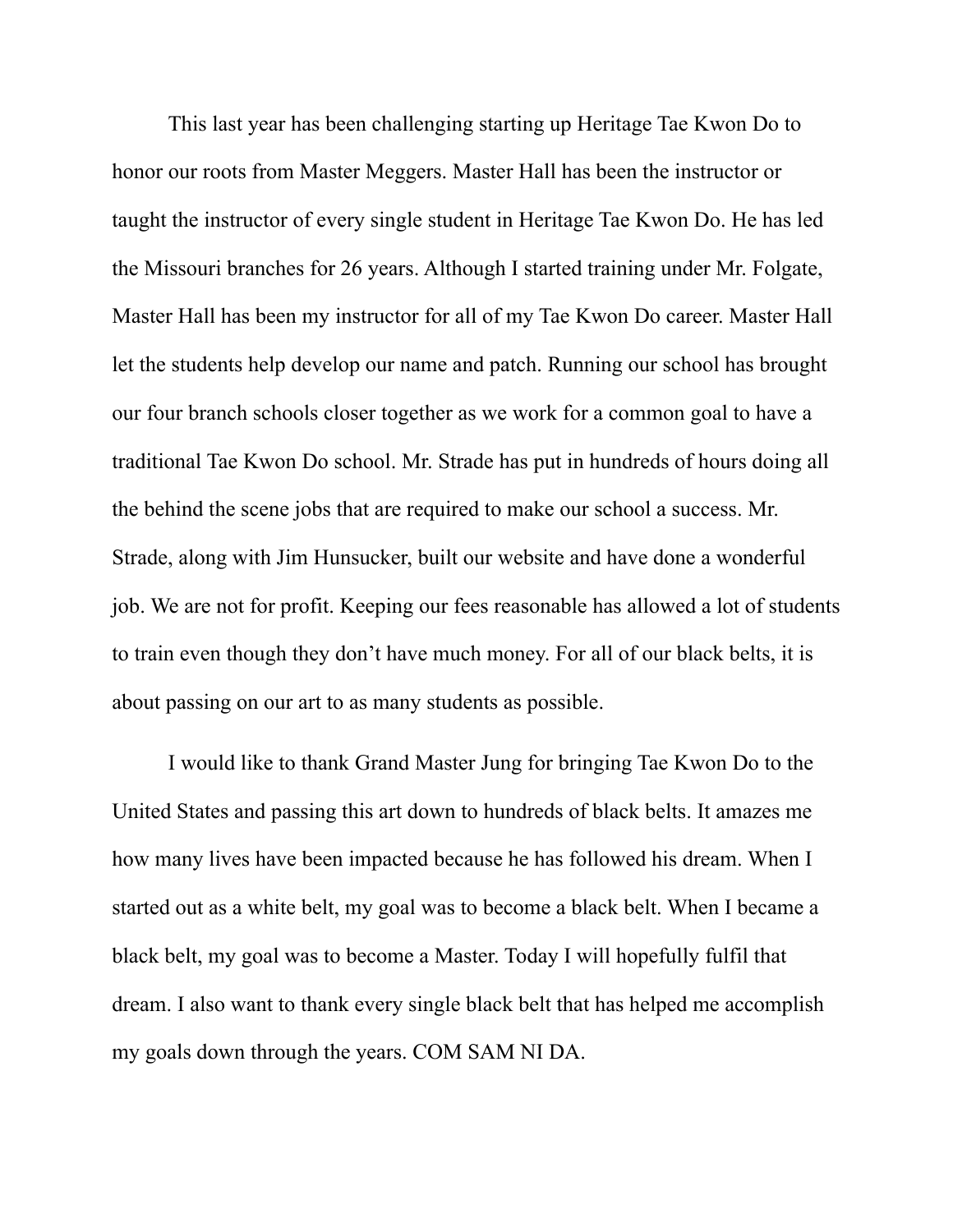This last year has been challenging starting up Heritage Tae Kwon Do to honor our roots from Master Meggers. Master Hall has been the instructor or taught the instructor of every single student in Heritage Tae Kwon Do. He has led the Missouri branches for 26 years. Although I started training under Mr. Folgate, Master Hall has been my instructor for all of my Tae Kwon Do career. Master Hall let the students help develop our name and patch. Running our school has brought our four branch schools closer together as we work for a common goal to have a traditional Tae Kwon Do school. Mr. Strade has put in hundreds of hours doing all the behind the scene jobs that are required to make our school a success. Mr. Strade, along with Jim Hunsucker, built our website and have done a wonderful job. We are not for profit. Keeping our fees reasonable has allowed a lot of students to train even though they don't have much money. For all of our black belts, it is about passing on our art to as many students as possible.

I would like to thank Grand Master Jung for bringing Tae Kwon Do to the United States and passing this art down to hundreds of black belts. It amazes me how many lives have been impacted because he has followed his dream. When I started out as a white belt, my goal was to become a black belt. When I became a black belt, my goal was to become a Master. Today I will hopefully fulfil that dream. I also want to thank every single black belt that has helped me accomplish my goals down through the years. COM SAM NI DA.